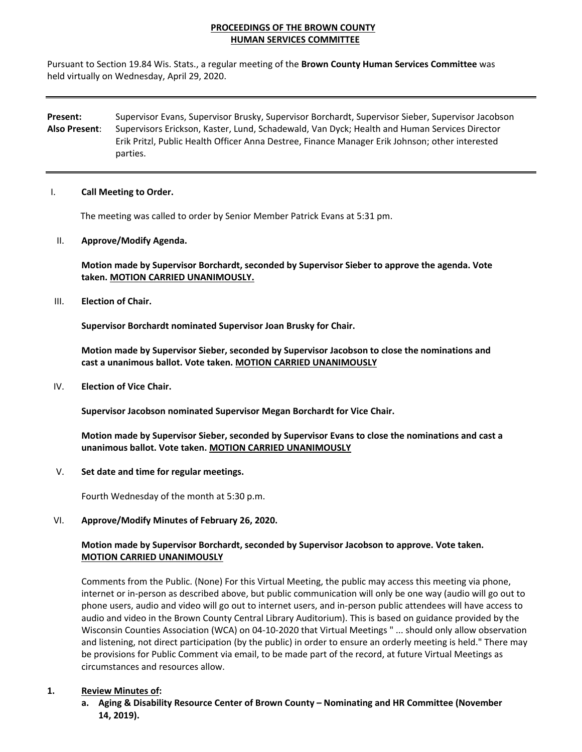**PROCEEDINGS OF THE BROWN COUNTY**
**HUMAN SERVICES COMMITTEE**

Pursuant to Section 19.84 Wis. Stats., a regular meeting of the **Brown County Human Services Committee** was held virtually on Wednesday, April 29, 2020.

---

**Present:** Supervisor Evans, Supervisor Brusky, Supervisor Borchardt, Supervisor Sieber, Supervisor Jacobson
**Also Present**: Supervisors Erickson, Kaster, Lund, Schadewald, Van Dyck; Health and Human Services Director Erik Pritzl, Public Health Officer Anna Destree, Finance Manager Erik Johnson; other interested parties.

---

I. **Call Meeting to Order.**

The meeting was called to order by Senior Member Patrick Evans at 5:31 pm.

II. **Approve/Modify Agenda.**

**Motion made by Supervisor Borchardt, seconded by Supervisor Sieber to approve the agenda. Vote taken. MOTION CARRIED UNANIMOUSLY.**

III. **Election of Chair.**

**Supervisor Borchardt nominated Supervisor Joan Brusky for Chair.**

**Motion made by Supervisor Sieber, seconded by Supervisor Jacobson to close the nominations and cast a unanimous ballot. Vote taken. MOTION CARRIED UNANIMOUSLY**

IV. **Election of Vice Chair.**

**Supervisor Jacobson nominated Supervisor Megan Borchardt for Vice Chair.**

**Motion made by Supervisor Sieber, seconded by Supervisor Evans to close the nominations and cast a unanimous ballot. Vote taken. MOTION CARRIED UNANIMOUSLY**

V. **Set date and time for regular meetings.**

Fourth Wednesday of the month at 5:30 p.m.

VI. **Approve/Modify Minutes of February 26, 2020.**

**Motion made by Supervisor Borchardt, seconded by Supervisor Jacobson to approve. Vote taken. MOTION CARRIED UNANIMOUSLY**

Comments from the Public. (None) For this Virtual Meeting, the public may access this meeting via phone, internet or in-person as described above, but public communication will only be one way (audio will go out to phone users, audio and video will go out to internet users, and in-person public attendees will have access to audio and video in the Brown County Central Library Auditorium). This is based on guidance provided by the Wisconsin Counties Association (WCA) on 04-10-2020 that Virtual Meetings " ... should only allow observation and listening, not direct participation (by the public) in order to ensure an orderly meeting is held." There may be provisions for Public Comment via email, to be made part of the record, at future Virtual Meetings as circumstances and resources allow.

**1. Review Minutes of:**

**a. Aging & Disability Resource Center of Brown County – Nominating and HR Committee (November 14, 2019).**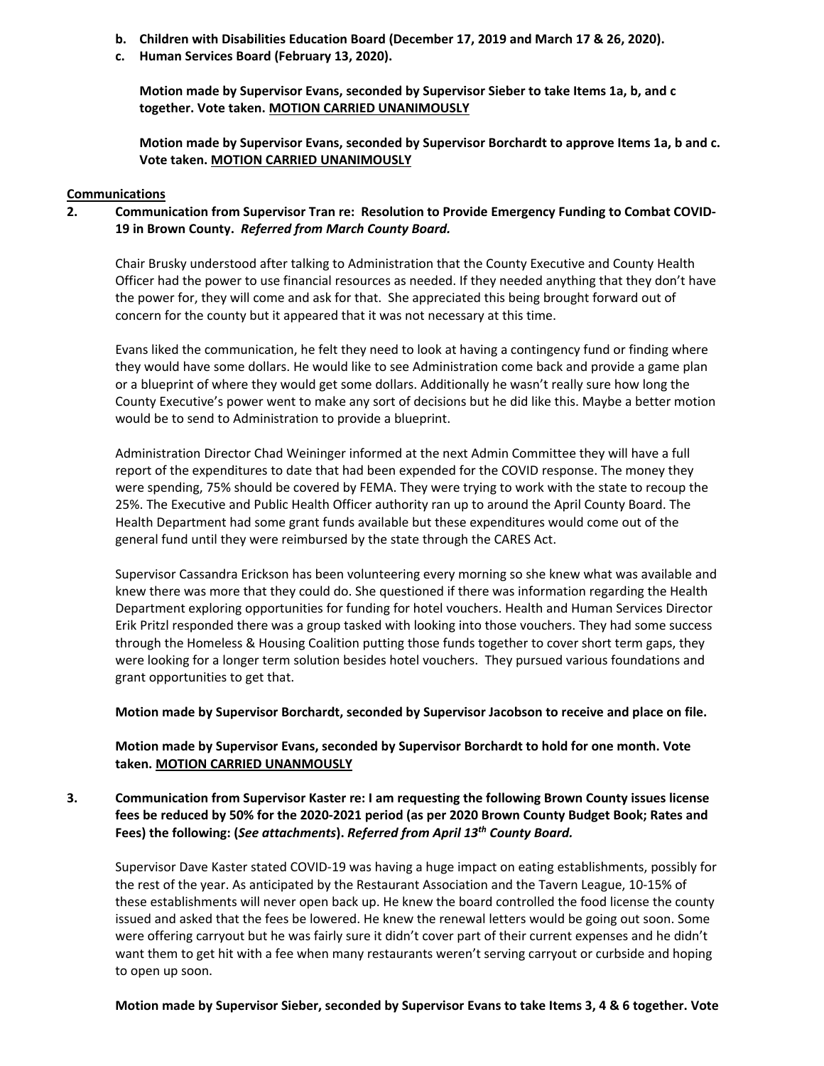**b. Children with Disabilities Education Board (December 17, 2019 and March 17 & 26, 2020).**

**c. Human Services Board (February 13, 2020).**

**Motion made by Supervisor Evans, seconded by Supervisor Sieber to take Items 1a, b, and c together. Vote taken. MOTION CARRIED UNANIMOUSLY**

**Motion made by Supervisor Evans, seconded by Supervisor Borchardt to approve Items 1a, b and c. Vote taken. MOTION CARRIED UNANIMOUSLY**

**Communications**

**2. Communication from Supervisor Tran re: Resolution to Provide Emergency Funding to Combat COVID-19 in Brown County.** ***Referred from March County Board.***

Chair Brusky understood after talking to Administration that the County Executive and County Health Officer had the power to use financial resources as needed. If they needed anything that they don't have the power for, they will come and ask for that. She appreciated this being brought forward out of concern for the county but it appeared that it was not necessary at this time.

Evans liked the communication, he felt they need to look at having a contingency fund or finding where they would have some dollars. He would like to see Administration come back and provide a game plan or a blueprint of where they would get some dollars. Additionally he wasn't really sure how long the County Executive's power went to make any sort of decisions but he did like this. Maybe a better motion would be to send to Administration to provide a blueprint.

Administration Director Chad Weininger informed at the next Admin Committee they will have a full report of the expenditures to date that had been expended for the COVID response. The money they were spending, 75% should be covered by FEMA. They were trying to work with the state to recoup the 25%. The Executive and Public Health Officer authority ran up to around the April County Board. The Health Department had some grant funds available but these expenditures would come out of the general fund until they were reimbursed by the state through the CARES Act.

Supervisor Cassandra Erickson has been volunteering every morning so she knew what was available and knew there was more that they could do. She questioned if there was information regarding the Health Department exploring opportunities for funding for hotel vouchers. Health and Human Services Director Erik Pritzl responded there was a group tasked with looking into those vouchers. They had some success through the Homeless & Housing Coalition putting those funds together to cover short term gaps, they were looking for a longer term solution besides hotel vouchers. They pursued various foundations and grant opportunities to get that.

**Motion made by Supervisor Borchardt, seconded by Supervisor Jacobson to receive and place on file.**

**Motion made by Supervisor Evans, seconded by Supervisor Borchardt to hold for one month. Vote taken. MOTION CARRIED UNANMOUSLY**

**3. Communication from Supervisor Kaster re: I am requesting the following Brown County issues license fees be reduced by 50% for the 2020-2021 period (as per 2020 Brown County Budget Book; Rates and Fees) the following: (*See attachments*).** ***Referred from April 13th County Board.***

Supervisor Dave Kaster stated COVID-19 was having a huge impact on eating establishments, possibly for the rest of the year. As anticipated by the Restaurant Association and the Tavern League, 10-15% of these establishments will never open back up. He knew the board controlled the food license the county issued and asked that the fees be lowered. He knew the renewal letters would be going out soon. Some were offering carryout but he was fairly sure it didn't cover part of their current expenses and he didn't want them to get hit with a fee when many restaurants weren't serving carryout or curbside and hoping to open up soon.

**Motion made by Supervisor Sieber, seconded by Supervisor Evans to take Items 3, 4 & 6 together. Vote**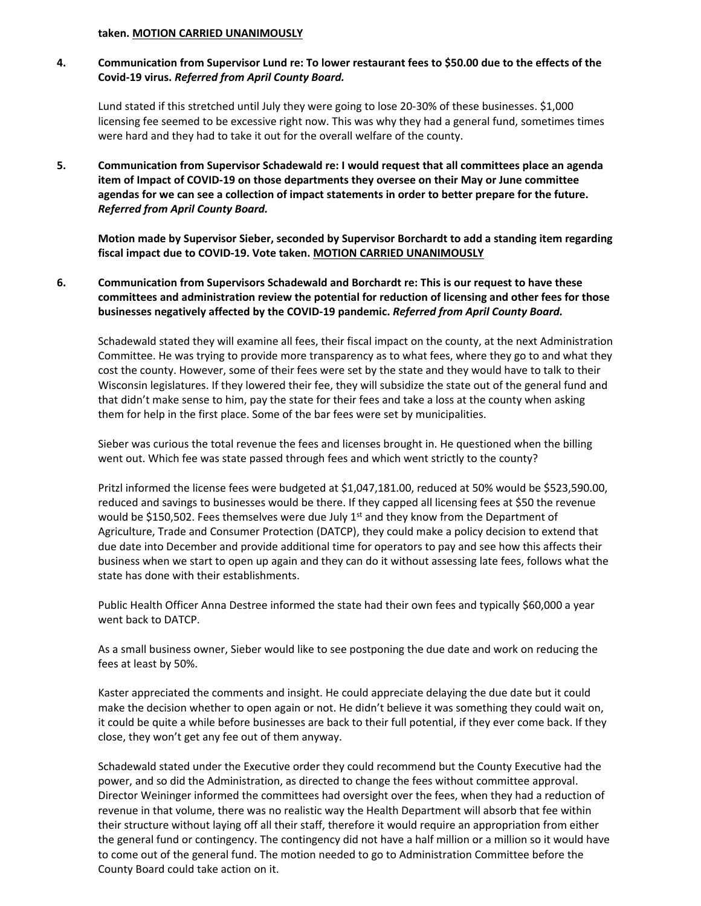**taken. <u>MOTION CARRIED UNANIMOUSLY</u>**

**4. Communication from Supervisor Lund re: To lower restaurant fees to $50.00 due to the effects of the Covid-19 virus.** ***Referred from April County Board.***

Lund stated if this stretched until July they were going to lose 20-30% of these businesses. $1,000 licensing fee seemed to be excessive right now. This was why they had a general fund, sometimes times were hard and they had to take it out for the overall welfare of the county.

**5. Communication from Supervisor Schadewald re: I would request that all committees place an agenda item of Impact of COVID-19 on those departments they oversee on their May or June committee agendas for we can see a collection of impact statements in order to better prepare for the future.** ***Referred from April County Board.***

**Motion made by Supervisor Sieber, seconded by Supervisor Borchardt to add a standing item regarding fiscal impact due to COVID-19. Vote taken. <u>MOTION CARRIED UNANIMOUSLY</u>**

**6. Communication from Supervisors Schadewald and Borchardt re: This is our request to have these committees and administration review the potential for reduction of licensing and other fees for those businesses negatively affected by the COVID-19 pandemic.** ***Referred from April County Board.***

Schadewald stated they will examine all fees, their fiscal impact on the county, at the next Administration Committee. He was trying to provide more transparency as to what fees, where they go to and what they cost the county. However, some of their fees were set by the state and they would have to talk to their Wisconsin legislatures. If they lowered their fee, they will subsidize the state out of the general fund and that didn't make sense to him, pay the state for their fees and take a loss at the county when asking them for help in the first place. Some of the bar fees were set by municipalities.

Sieber was curious the total revenue the fees and licenses brought in. He questioned when the billing went out. Which fee was state passed through fees and which went strictly to the county?

Pritzl informed the license fees were budgeted at $1,047,181.00, reduced at 50% would be $523,590.00, reduced and savings to businesses would be there. If they capped all licensing fees at $50 the revenue would be $150,502. Fees themselves were due July 1st and they know from the Department of Agriculture, Trade and Consumer Protection (DATCP), they could make a policy decision to extend that due date into December and provide additional time for operators to pay and see how this affects their business when we start to open up again and they can do it without assessing late fees, follows what the state has done with their establishments.

Public Health Officer Anna Destree informed the state had their own fees and typically $60,000 a year went back to DATCP.

As a small business owner, Sieber would like to see postponing the due date and work on reducing the fees at least by 50%.

Kaster appreciated the comments and insight. He could appreciate delaying the due date but it could make the decision whether to open again or not. He didn't believe it was something they could wait on, it could be quite a while before businesses are back to their full potential, if they ever come back. If they close, they won't get any fee out of them anyway.

Schadewald stated under the Executive order they could recommend but the County Executive had the power, and so did the Administration, as directed to change the fees without committee approval. Director Weininger informed the committees had oversight over the fees, when they had a reduction of revenue in that volume, there was no realistic way the Health Department will absorb that fee within their structure without laying off all their staff, therefore it would require an appropriation from either the general fund or contingency. The contingency did not have a half million or a million so it would have to come out of the general fund. The motion needed to go to Administration Committee before the County Board could take action on it.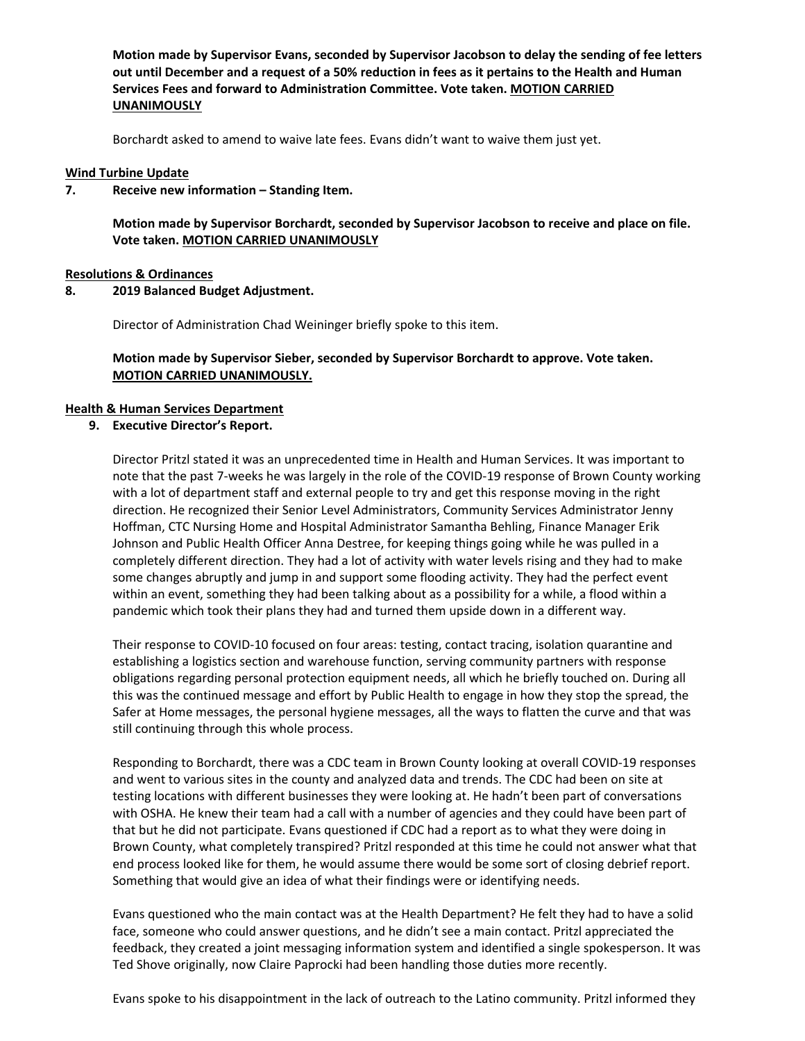**Motion made by Supervisor Evans, seconded by Supervisor Jacobson to delay the sending of fee letters out until December and a request of a 50% reduction in fees as it pertains to the Health and Human Services Fees and forward to Administration Committee. Vote taken. MOTION CARRIED UNANIMOUSLY**

Borchardt asked to amend to waive late fees. Evans didn't want to waive them just yet.

**Wind Turbine Update**

**7. Receive new information – Standing Item.**

**Motion made by Supervisor Borchardt, seconded by Supervisor Jacobson to receive and place on file. Vote taken. MOTION CARRIED UNANIMOUSLY**

**Resolutions & Ordinances**

**8. 2019 Balanced Budget Adjustment.**

Director of Administration Chad Weininger briefly spoke to this item.

**Motion made by Supervisor Sieber, seconded by Supervisor Borchardt to approve. Vote taken. MOTION CARRIED UNANIMOUSLY.**

**Health & Human Services Department**

**9. Executive Director's Report.**

Director Pritzl stated it was an unprecedented time in Health and Human Services. It was important to note that the past 7-weeks he was largely in the role of the COVID-19 response of Brown County working with a lot of department staff and external people to try and get this response moving in the right direction. He recognized their Senior Level Administrators, Community Services Administrator Jenny Hoffman, CTC Nursing Home and Hospital Administrator Samantha Behling, Finance Manager Erik Johnson and Public Health Officer Anna Destree, for keeping things going while he was pulled in a completely different direction. They had a lot of activity with water levels rising and they had to make some changes abruptly and jump in and support some flooding activity. They had the perfect event within an event, something they had been talking about as a possibility for a while, a flood within a pandemic which took their plans they had and turned them upside down in a different way.

Their response to COVID-10 focused on four areas: testing, contact tracing, isolation quarantine and establishing a logistics section and warehouse function, serving community partners with response obligations regarding personal protection equipment needs, all which he briefly touched on. During all this was the continued message and effort by Public Health to engage in how they stop the spread, the Safer at Home messages, the personal hygiene messages, all the ways to flatten the curve and that was still continuing through this whole process.

Responding to Borchardt, there was a CDC team in Brown County looking at overall COVID-19 responses and went to various sites in the county and analyzed data and trends. The CDC had been on site at testing locations with different businesses they were looking at. He hadn't been part of conversations with OSHA. He knew their team had a call with a number of agencies and they could have been part of that but he did not participate. Evans questioned if CDC had a report as to what they were doing in Brown County, what completely transpired? Pritzl responded at this time he could not answer what that end process looked like for them, he would assume there would be some sort of closing debrief report. Something that would give an idea of what their findings were or identifying needs.

Evans questioned who the main contact was at the Health Department? He felt they had to have a solid face, someone who could answer questions, and he didn't see a main contact. Pritzl appreciated the feedback, they created a joint messaging information system and identified a single spokesperson. It was Ted Shove originally, now Claire Paprocki had been handling those duties more recently.

Evans spoke to his disappointment in the lack of outreach to the Latino community. Pritzl informed they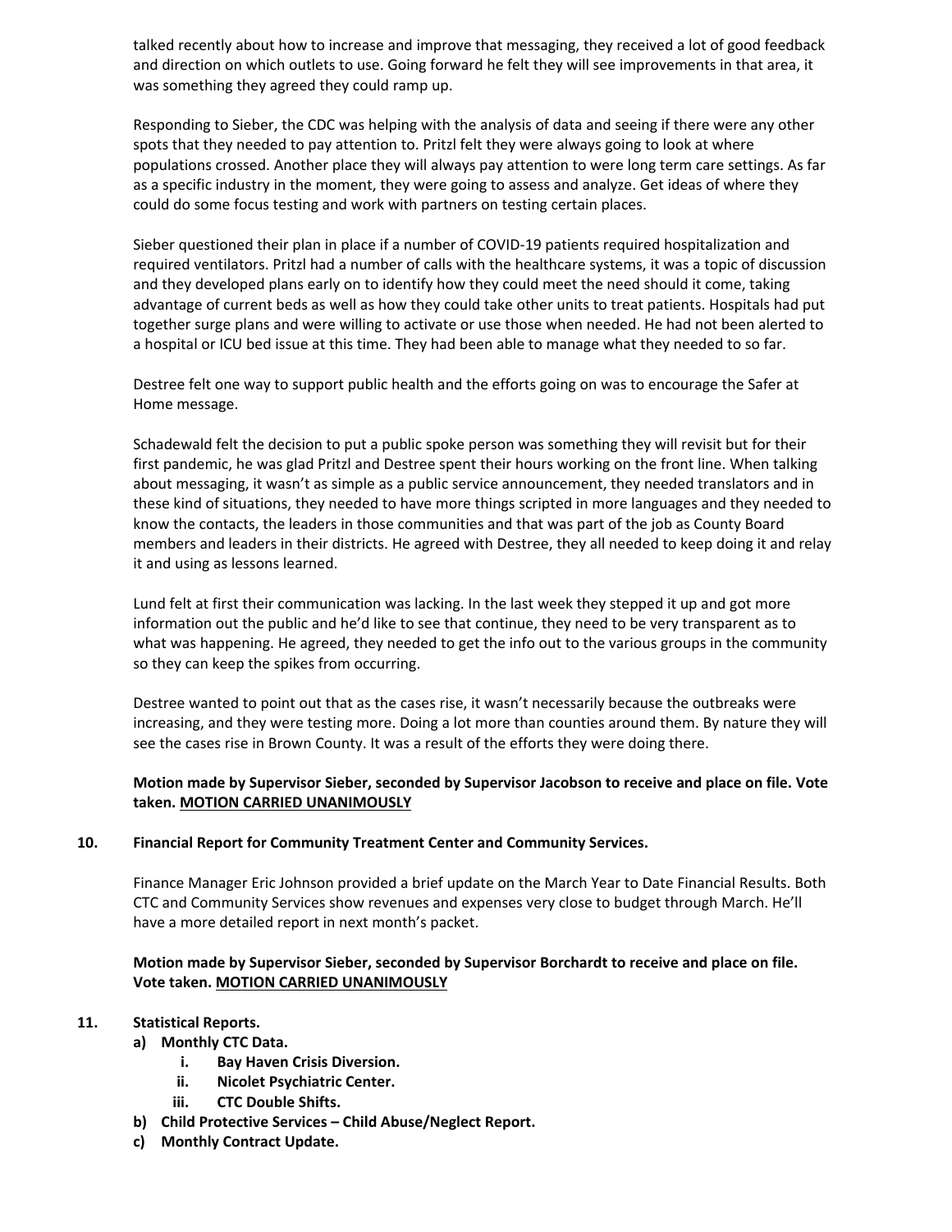talked recently about how to increase and improve that messaging, they received a lot of good feedback and direction on which outlets to use. Going forward he felt they will see improvements in that area, it was something they agreed they could ramp up.

Responding to Sieber, the CDC was helping with the analysis of data and seeing if there were any other spots that they needed to pay attention to. Pritzl felt they were always going to look at where populations crossed. Another place they will always pay attention to were long term care settings. As far as a specific industry in the moment, they were going to assess and analyze. Get ideas of where they could do some focus testing and work with partners on testing certain places.

Sieber questioned their plan in place if a number of COVID-19 patients required hospitalization and required ventilators. Pritzl had a number of calls with the healthcare systems, it was a topic of discussion and they developed plans early on to identify how they could meet the need should it come, taking advantage of current beds as well as how they could take other units to treat patients. Hospitals had put together surge plans and were willing to activate or use those when needed. He had not been alerted to a hospital or ICU bed issue at this time. They had been able to manage what they needed to so far.

Destree felt one way to support public health and the efforts going on was to encourage the Safer at Home message.

Schadewald felt the decision to put a public spoke person was something they will revisit but for their first pandemic, he was glad Pritzl and Destree spent their hours working on the front line. When talking about messaging, it wasn't as simple as a public service announcement, they needed translators and in these kind of situations, they needed to have more things scripted in more languages and they needed to know the contacts, the leaders in those communities and that was part of the job as County Board members and leaders in their districts. He agreed with Destree, they all needed to keep doing it and relay it and using as lessons learned.

Lund felt at first their communication was lacking. In the last week they stepped it up and got more information out the public and he'd like to see that continue, they need to be very transparent as to what was happening. He agreed, they needed to get the info out to the various groups in the community so they can keep the spikes from occurring.

Destree wanted to point out that as the cases rise, it wasn't necessarily because the outbreaks were increasing, and they were testing more. Doing a lot more than counties around them. By nature they will see the cases rise in Brown County. It was a result of the efforts they were doing there.

**Motion made by Supervisor Sieber, seconded by Supervisor Jacobson to receive and place on file. Vote taken. MOTION CARRIED UNANIMOUSLY**

**10. Financial Report for Community Treatment Center and Community Services.**

Finance Manager Eric Johnson provided a brief update on the March Year to Date Financial Results. Both CTC and Community Services show revenues and expenses very close to budget through March. He'll have a more detailed report in next month's packet.

**Motion made by Supervisor Sieber, seconded by Supervisor Borchardt to receive and place on file. Vote taken. MOTION CARRIED UNANIMOUSLY**

**11. Statistical Reports.**

- **a) Monthly CTC Data.**
  - **i. Bay Haven Crisis Diversion.**
  - **ii. Nicolet Psychiatric Center.**
  - **iii. CTC Double Shifts.**
- **b) Child Protective Services – Child Abuse/Neglect Report.**
- **c) Monthly Contract Update.**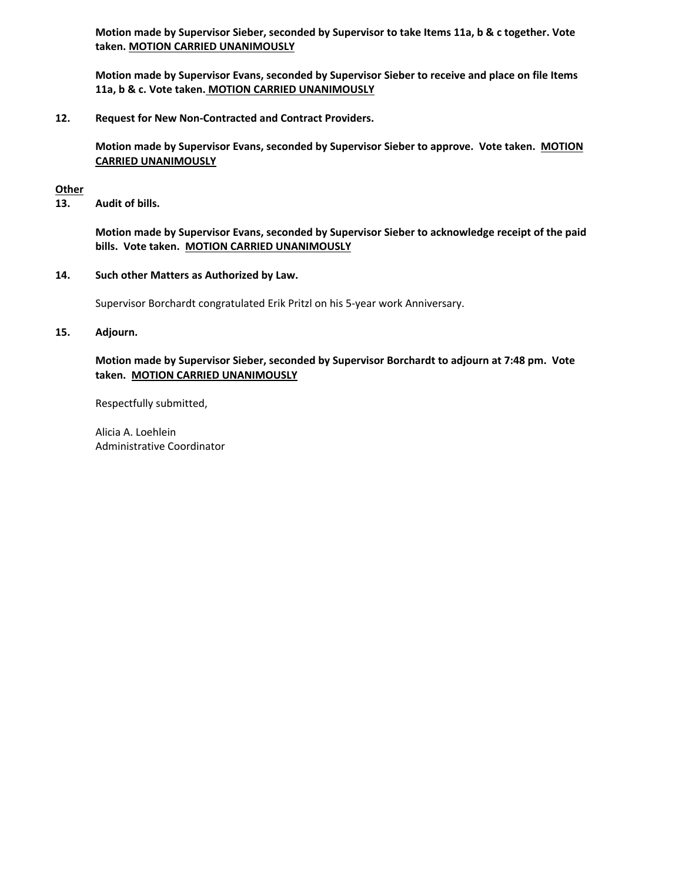**Motion made by Supervisor Sieber, seconded by Supervisor to take Items 11a, b & c together. Vote taken. MOTION CARRIED UNANIMOUSLY**

**Motion made by Supervisor Evans, seconded by Supervisor Sieber to receive and place on file Items 11a, b & c. Vote taken. MOTION CARRIED UNANIMOUSLY**

**12. Request for New Non-Contracted and Contract Providers.**

**Motion made by Supervisor Evans, seconded by Supervisor Sieber to approve. Vote taken. MOTION CARRIED UNANIMOUSLY**

**Other**

**13. Audit of bills.**

**Motion made by Supervisor Evans, seconded by Supervisor Sieber to acknowledge receipt of the paid bills. Vote taken. MOTION CARRIED UNANIMOUSLY**

**14. Such other Matters as Authorized by Law.**

Supervisor Borchardt congratulated Erik Pritzl on his 5-year work Anniversary.

**15. Adjourn.**

**Motion made by Supervisor Sieber, seconded by Supervisor Borchardt to adjourn at 7:48 pm. Vote taken. MOTION CARRIED UNANIMOUSLY**

Respectfully submitted,

Alicia A. Loehlein
Administrative Coordinator